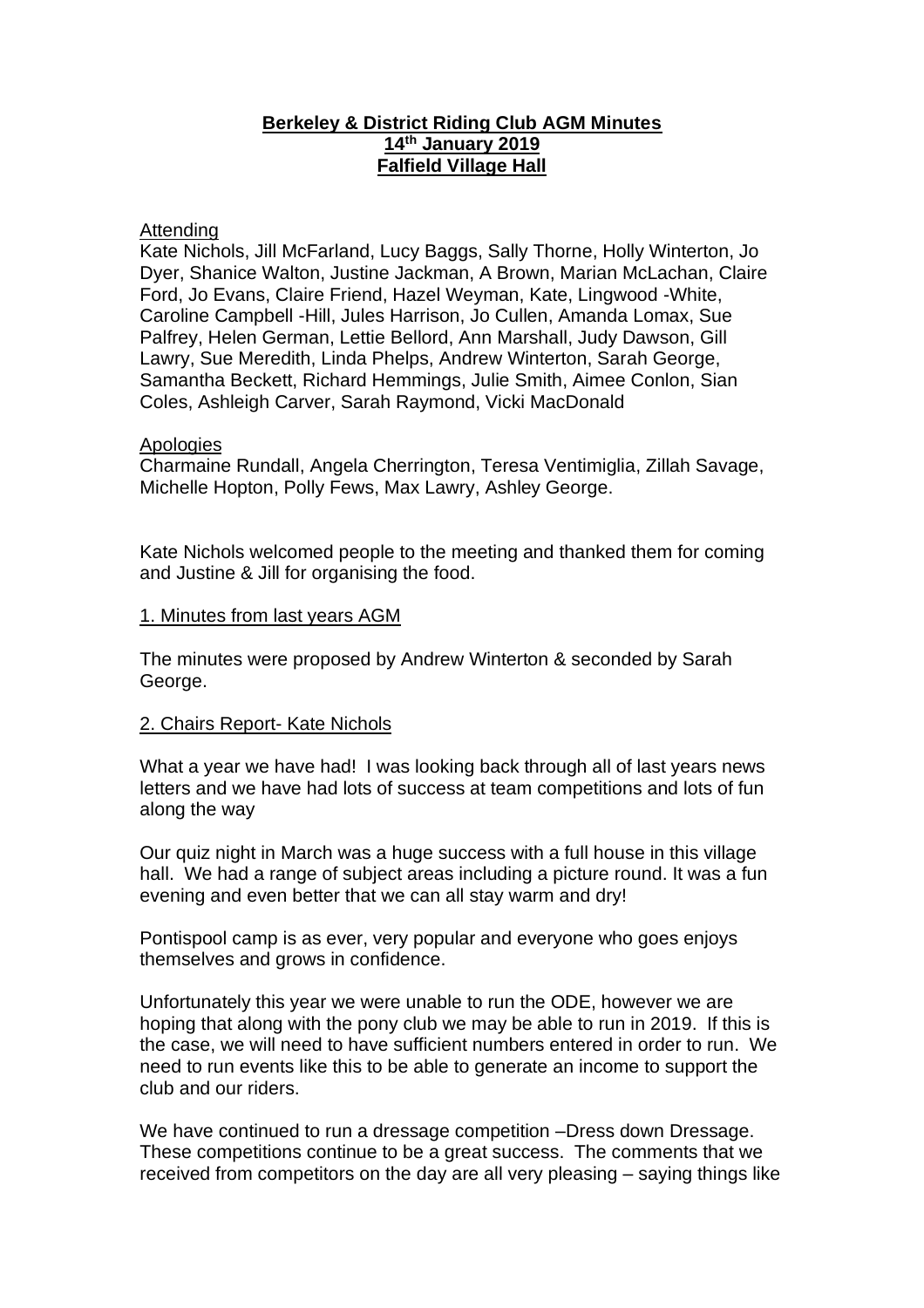**Berkeley & District Riding Club AGM Minutes**
**14th January 2019**
**Falfield Village Hall**

Attending

Kate Nichols, Jill McFarland, Lucy Baggs, Sally Thorne, Holly Winterton, Jo Dyer, Shanice Walton, Justine Jackman, A Brown, Marian McLachan, Claire Ford, Jo Evans, Claire Friend, Hazel Weyman, Kate, Lingwood -White, Caroline Campbell -Hill, Jules Harrison, Jo Cullen, Amanda Lomax, Sue Palfrey, Helen German, Lettie Bellord, Ann Marshall, Judy Dawson, Gill Lawry, Sue Meredith, Linda Phelps, Andrew Winterton, Sarah George, Samantha Beckett, Richard Hemmings, Julie Smith, Aimee Conlon, Sian Coles, Ashleigh Carver, Sarah Raymond, Vicki MacDonald

Apologies

Charmaine Rundall, Angela Cherrington, Teresa Ventimiglia, Zillah Savage, Michelle Hopton, Polly Fews, Max Lawry, Ashley George.

Kate Nichols welcomed people to the meeting and thanked them for coming and Justine & Jill for organising the food.

1. Minutes from last years AGM

The minutes were proposed by Andrew Winterton & seconded by Sarah George.

2. Chairs Report- Kate Nichols

What a year we have had! I was looking back through all of last years news letters and we have had lots of success at team competitions and lots of fun along the way

Our quiz night in March was a huge success with a full house in this village hall. We had a range of subject areas including a picture round. It was a fun evening and even better that we can all stay warm and dry!

Pontispool camp is as ever, very popular and everyone who goes enjoys themselves and grows in confidence.

Unfortunately this year we were unable to run the ODE, however we are hoping that along with the pony club we may be able to run in 2019. If this is the case, we will need to have sufficient numbers entered in order to run. We need to run events like this to be able to generate an income to support the club and our riders.

We have continued to run a dressage competition –Dress down Dressage. These competitions continue to be a great success. The comments that we received from competitors on the day are all very pleasing – saying things like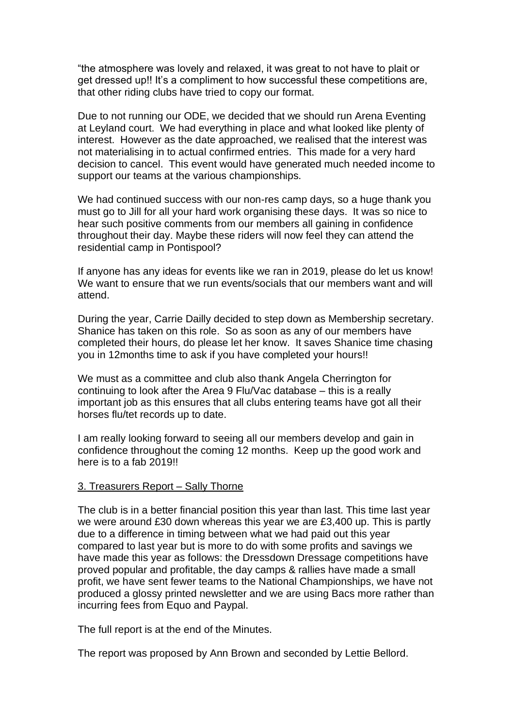"the atmosphere was lovely and relaxed, it was great to not have to plait or get dressed up!! It's a compliment to how successful these competitions are, that other riding clubs have tried to copy our format.

Due to not running our ODE, we decided that we should run Arena Eventing at Leyland court. We had everything in place and what looked like plenty of interest. However as the date approached, we realised that the interest was not materialising in to actual confirmed entries. This made for a very hard decision to cancel. This event would have generated much needed income to support our teams at the various championships.

We had continued success with our non-res camp days, so a huge thank you must go to Jill for all your hard work organising these days. It was so nice to hear such positive comments from our members all gaining in confidence throughout their day. Maybe these riders will now feel they can attend the residential camp in Pontispool?

If anyone has any ideas for events like we ran in 2019, please do let us know! We want to ensure that we run events/socials that our members want and will attend.

During the year, Carrie Dailly decided to step down as Membership secretary. Shanice has taken on this role. So as soon as any of our members have completed their hours, do please let her know. It saves Shanice time chasing you in 12months time to ask if you have completed your hours!!

We must as a committee and club also thank Angela Cherrington for continuing to look after the Area 9 Flu/Vac database – this is a really important job as this ensures that all clubs entering teams have got all their horses flu/tet records up to date.

I am really looking forward to seeing all our members develop and gain in confidence throughout the coming 12 months. Keep up the good work and here is to a fab 2019!!

3. Treasurers Report – Sally Thorne

The club is in a better financial position this year than last. This time last year we were around £30 down whereas this year we are £3,400 up. This is partly due to a difference in timing between what we had paid out this year compared to last year but is more to do with some profits and savings we have made this year as follows: the Dressdown Dressage competitions have proved popular and profitable, the day camps & rallies have made a small profit, we have sent fewer teams to the National Championships, we have not produced a glossy printed newsletter and we are using Bacs more rather than incurring fees from Equo and Paypal.

The full report is at the end of the Minutes.

The report was proposed by Ann Brown and seconded by Lettie Bellord.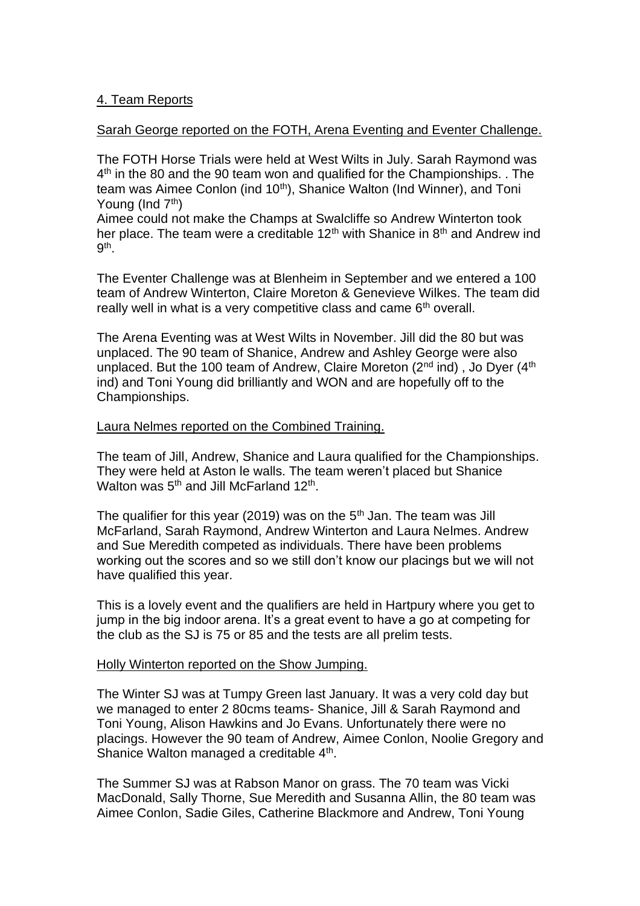## 4. Team Reports

Sarah George reported on the FOTH, Arena Eventing and Eventer Challenge.

The FOTH Horse Trials were held at West Wilts in July. Sarah Raymond was 4th in the 80 and the 90 team won and qualified for the Championships. . The team was Aimee Conlon (ind 10th), Shanice Walton (Ind Winner), and Toni Young (Ind 7th)

Aimee could not make the Champs at Swalcliffe so Andrew Winterton took her place. The team were a creditable 12th with Shanice in 8th and Andrew ind 9th.

The Eventer Challenge was at Blenheim in September and we entered a 100 team of Andrew Winterton, Claire Moreton & Genevieve Wilkes. The team did really well in what is a very competitive class and came 6th overall.

The Arena Eventing was at West Wilts in November. Jill did the 80 but was unplaced. The 90 team of Shanice, Andrew and Ashley George were also unplaced. But the 100 team of Andrew, Claire Moreton (2nd ind) , Jo Dyer (4th ind) and Toni Young did brilliantly and WON and are hopefully off to the Championships.

Laura Nelmes reported on the Combined Training.

The team of Jill, Andrew, Shanice and Laura qualified for the Championships. They were held at Aston le walls. The team weren't placed but Shanice Walton was 5th and Jill McFarland 12th.

The qualifier for this year (2019) was on the 5th Jan. The team was Jill McFarland, Sarah Raymond, Andrew Winterton and Laura Nelmes. Andrew and Sue Meredith competed as individuals. There have been problems working out the scores and so we still don't know our placings but we will not have qualified this year.

This is a lovely event and the qualifiers are held in Hartpury where you get to jump in the big indoor arena. It's a great event to have a go at competing for the club as the SJ is 75 or 85 and the tests are all prelim tests.

Holly Winterton reported on the Show Jumping.

The Winter SJ was at Tumpy Green last January. It was a very cold day but we managed to enter 2 80cms teams- Shanice, Jill & Sarah Raymond and Toni Young, Alison Hawkins and Jo Evans. Unfortunately there were no placings. However the 90 team of Andrew, Aimee Conlon, Noolie Gregory and Shanice Walton managed a creditable 4th.

The Summer SJ was at Rabson Manor on grass. The 70 team was Vicki MacDonald, Sally Thorne, Sue Meredith and Susanna Allin, the 80 team was Aimee Conlon, Sadie Giles, Catherine Blackmore and Andrew, Toni Young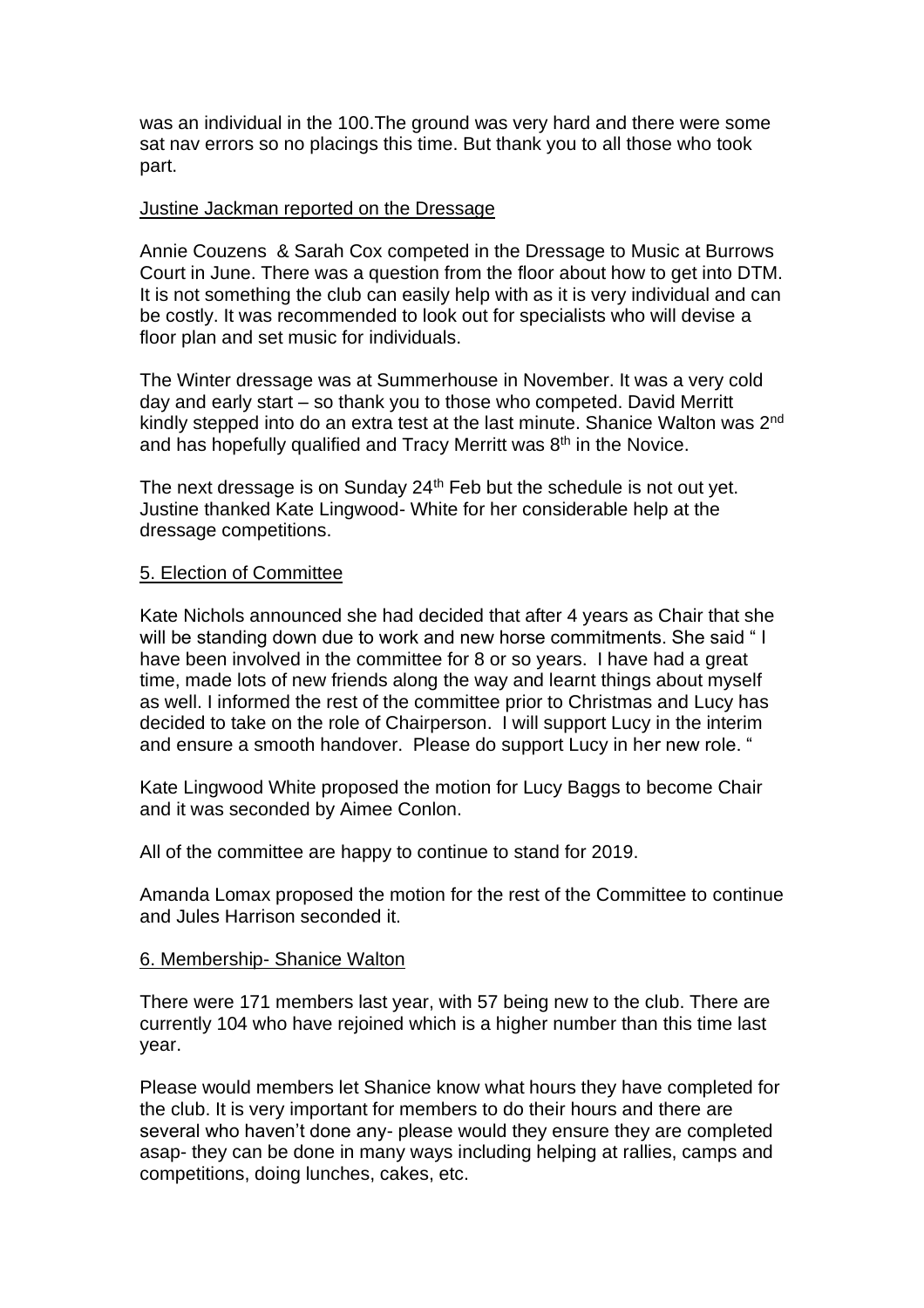was an individual in the 100.The ground was very hard and there were some sat nav errors so no placings this time. But thank you to all those who took part.

<u>Justine Jackman reported on the Dressage</u>

Annie Couzens & Sarah Cox competed in the Dressage to Music at Burrows Court in June. There was a question from the floor about how to get into DTM. It is not something the club can easily help with as it is very individual and can be costly. It was recommended to look out for specialists who will devise a floor plan and set music for individuals.

The Winter dressage was at Summerhouse in November. It was a very cold day and early start – so thank you to those who competed. David Merritt kindly stepped into do an extra test at the last minute. Shanice Walton was 2nd and has hopefully qualified and Tracy Merritt was 8th in the Novice.

The next dressage is on Sunday 24th Feb but the schedule is not out yet. Justine thanked Kate Lingwood- White for her considerable help at the dressage competitions.

## 5. Election of Committee

Kate Nichols announced she had decided that after 4 years as Chair that she will be standing down due to work and new horse commitments. She said " I have been involved in the committee for 8 or so years. I have had a great time, made lots of new friends along the way and learnt things about myself as well. I informed the rest of the committee prior to Christmas and Lucy has decided to take on the role of Chairperson. I will support Lucy in the interim and ensure a smooth handover. Please do support Lucy in her new role. "

Kate Lingwood White proposed the motion for Lucy Baggs to become Chair and it was seconded by Aimee Conlon.

All of the committee are happy to continue to stand for 2019.

Amanda Lomax proposed the motion for the rest of the Committee to continue and Jules Harrison seconded it.

## 6. Membership- Shanice Walton

There were 171 members last year, with 57 being new to the club. There are currently 104 who have rejoined which is a higher number than this time last year.

Please would members let Shanice know what hours they have completed for the club. It is very important for members to do their hours and there are several who haven't done any- please would they ensure they are completed asap- they can be done in many ways including helping at rallies, camps and competitions, doing lunches, cakes, etc.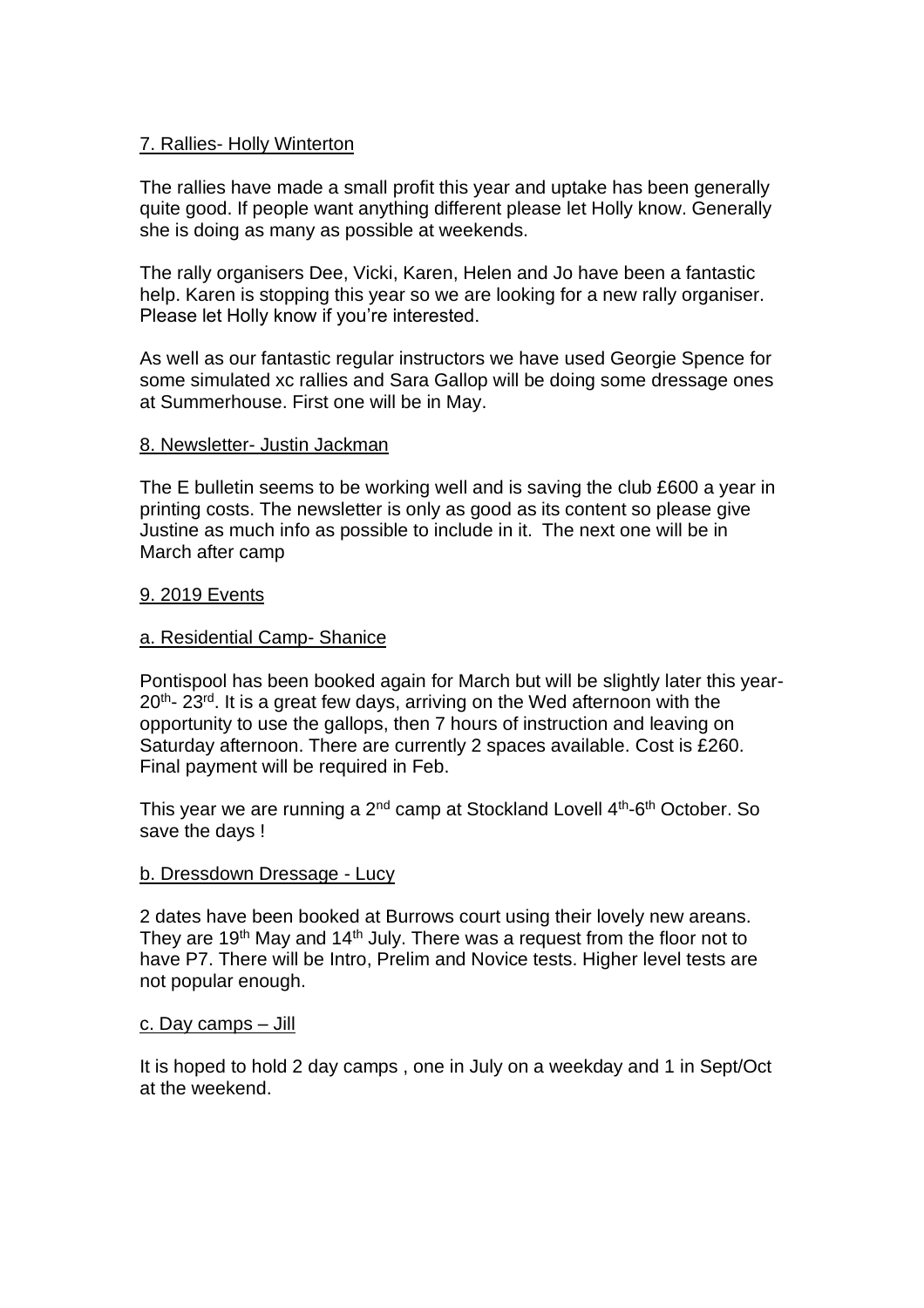7. Rallies- Holly Winterton

The rallies have made a small profit this year and uptake has been generally quite good. If people want anything different please let Holly know. Generally she is doing as many as possible at weekends.

The rally organisers Dee, Vicki, Karen, Helen and Jo have been a fantastic help. Karen is stopping this year so we are looking for a new rally organiser. Please let Holly know if you're interested.

As well as our fantastic regular instructors we have used Georgie Spence for some simulated xc rallies and Sara Gallop will be doing some dressage ones at Summerhouse. First one will be in May.

8. Newsletter- Justin Jackman

The E bulletin seems to be working well and is saving the club £600 a year in printing costs. The newsletter is only as good as its content so please give Justine as much info as possible to include in it. The next one will be in March after camp

9. 2019 Events

a. Residential Camp- Shanice

Pontispool has been booked again for March but will be slightly later this year- 20th- 23rd. It is a great few days, arriving on the Wed afternoon with the opportunity to use the gallops, then 7 hours of instruction and leaving on Saturday afternoon. There are currently 2 spaces available. Cost is £260. Final payment will be required in Feb.

This year we are running a 2nd camp at Stockland Lovell 4th-6th October. So save the days !

b. Dressdown Dressage - Lucy

2 dates have been booked at Burrows court using their lovely new areans. They are 19th May and 14th July. There was a request from the floor not to have P7. There will be Intro, Prelim and Novice tests. Higher level tests are not popular enough.

c. Day camps – Jill

It is hoped to hold 2 day camps , one in July on a weekday and 1 in Sept/Oct at the weekend.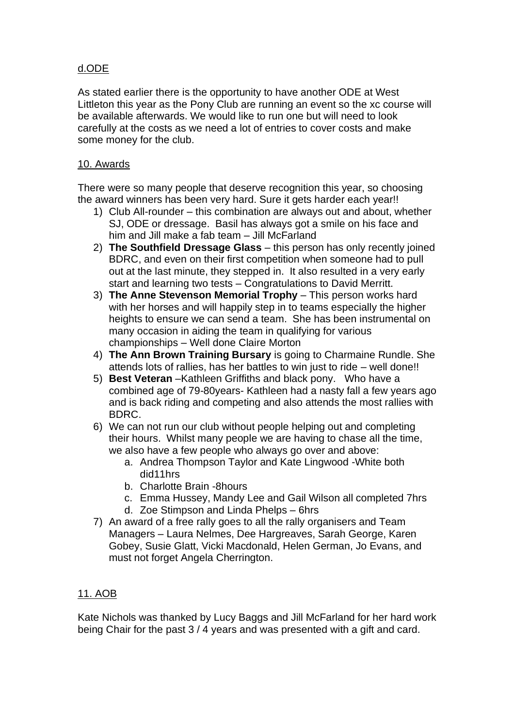d.ODE

As stated earlier there is the opportunity to have another ODE at West Littleton this year as the Pony Club are running an event so the xc course will be available afterwards. We would like to run one but will need to look carefully at the costs as we need a lot of entries to cover costs and make some money for the club.

10. Awards

There were so many people that deserve recognition this year, so choosing the award winners has been very hard. Sure it gets harder each year!!

1) Club All-rounder – this combination are always out and about, whether SJ, ODE or dressage. Basil has always got a smile on his face and him and Jill make a fab team – Jill McFarland
2) **The Southfield Dressage Glass** – this person has only recently joined BDRC, and even on their first competition when someone had to pull out at the last minute, they stepped in. It also resulted in a very early start and learning two tests – Congratulations to David Merritt.
3) **The Anne Stevenson Memorial Trophy** – This person works hard with her horses and will happily step in to teams especially the higher heights to ensure we can send a team. She has been instrumental on many occasion in aiding the team in qualifying for various championships – Well done Claire Morton
4) **The Ann Brown Training Bursary** is going to Charmaine Rundle. She attends lots of rallies, has her battles to win just to ride – well done!!
5) **Best Veteran** –Kathleen Griffiths and black pony. Who have a combined age of 79-80years- Kathleen had a nasty fall a few years ago and is back riding and competing and also attends the most rallies with BDRC.
6) We can not run our club without people helping out and completing their hours. Whilst many people we are having to chase all the time, we also have a few people who always go over and above:
   a. Andrea Thompson Taylor and Kate Lingwood -White both did11hrs
   b. Charlotte Brain -8hours
   c. Emma Hussey, Mandy Lee and Gail Wilson all completed 7hrs
   d. Zoe Stimpson and Linda Phelps – 6hrs
7) An award of a free rally goes to all the rally organisers and Team Managers – Laura Nelmes, Dee Hargreaves, Sarah George, Karen Gobey, Susie Glatt, Vicki Macdonald, Helen German, Jo Evans, and must not forget Angela Cherrington.

11. AOB

Kate Nichols was thanked by Lucy Baggs and Jill McFarland for her hard work being Chair for the past 3 / 4 years and was presented with a gift and card.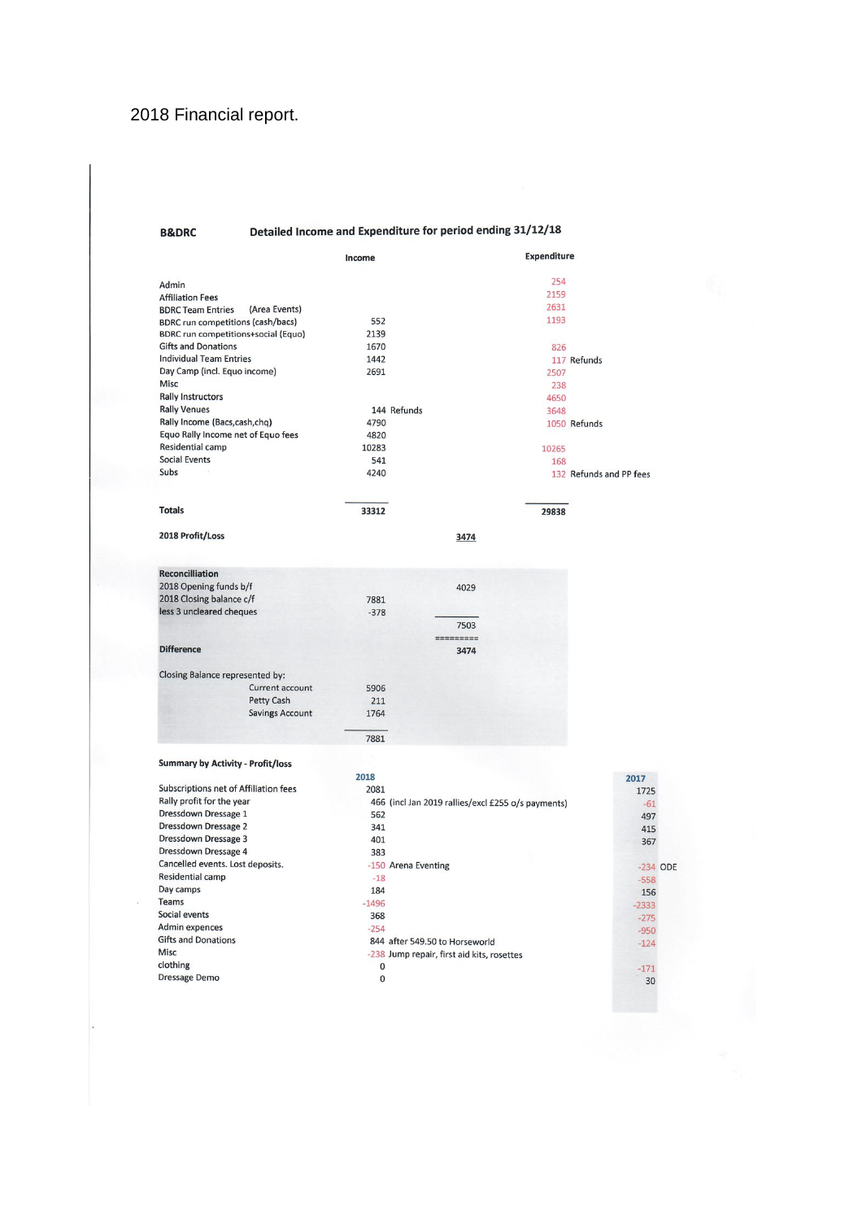2018 Financial report.

**B&DRC** **Detailed Income and Expenditure for period ending 31/12/18**

| | Income | | Expenditure | |
|---|---|---|---|---|
| Admin | | | 254 | |
| Affiliation Fees | | | 2159 | |
| BDRC Team Entries (Area Events) | | | 2631 | |
| BDRC run competitions (cash/bacs) | 552 | | 1193 | |
| BDRC run competitions+social (Equo) | 2139 | | | |
| Gifts and Donations | 1670 | | 826 | |
| Individual Team Entries | 1442 | | 117 | Refunds |
| Day Camp (incl. Equo income) | 2691 | | 2507 | |
| Misc | | | 238 | |
| Rally Instructors | | | 4650 | |
| Rally Venues | 144 | Refunds | 3648 | |
| Rally Income (Bacs,cash,chq) | 4790 | | 1050 | Refunds |
| Equo Rally Income net of Equo fees | 4820 | | | |
| Residential camp | 10283 | | 10265 | |
| Social Events | 541 | | 168 | |
| Subs | 4240 | | 132 | Refunds and PP fees |
| **Totals** | **33312** | | **29838** | |

**2018 Profit/Loss** **3474**

| **Reconcilliation** | | |
|---|---|---|
| 2018 Opening funds b/f | | 4029 |
| 2018 Closing balance c/f | 7881 | |
| less 3 uncleared cheques | -378 | |
| | | 7503 |
| **Difference** | | **3474** |
| Closing Balance represented by: | | |
| Current account | 5906 | |
| Petty Cash | 211 | |
| Savings Account | 1764 | |
| | 7881 | |

**Summary by Activity - Profit/loss**

| | 2018 | | 2017 | |
|---|---|---|---|---|
| Subscriptions net of Affiliation fees | 2081 | | 1725 | |
| Rally profit for the year | 466 | (incl Jan 2019 rallies/excl £255 o/s payments) | -61 | |
| Dressdown Dressage 1 | 562 | | 497 | |
| Dressdown Dressage 2 | 341 | | 415 | |
| Dressdown Dressage 3 | 401 | | 367 | |
| Dressdown Dressage 4 | 383 | | | |
| Cancelled events. Lost deposits. | -150 | Arena Eventing | -234 | ODE |
| Residential camp | -18 | | -558 | |
| Day camps | 184 | | 156 | |
| Teams | -1496 | | -2333 | |
| Social events | 368 | | -275 | |
| Admin expences | -254 | | -950 | |
| Gifts and Donations | 844 | after 549.50 to Horseworld | -124 | |
| Misc | -238 | Jump repair, first aid kits, rosettes | | |
| clothing | 0 | | -171 | |
| Dressage Demo | 0 | | 30 | |